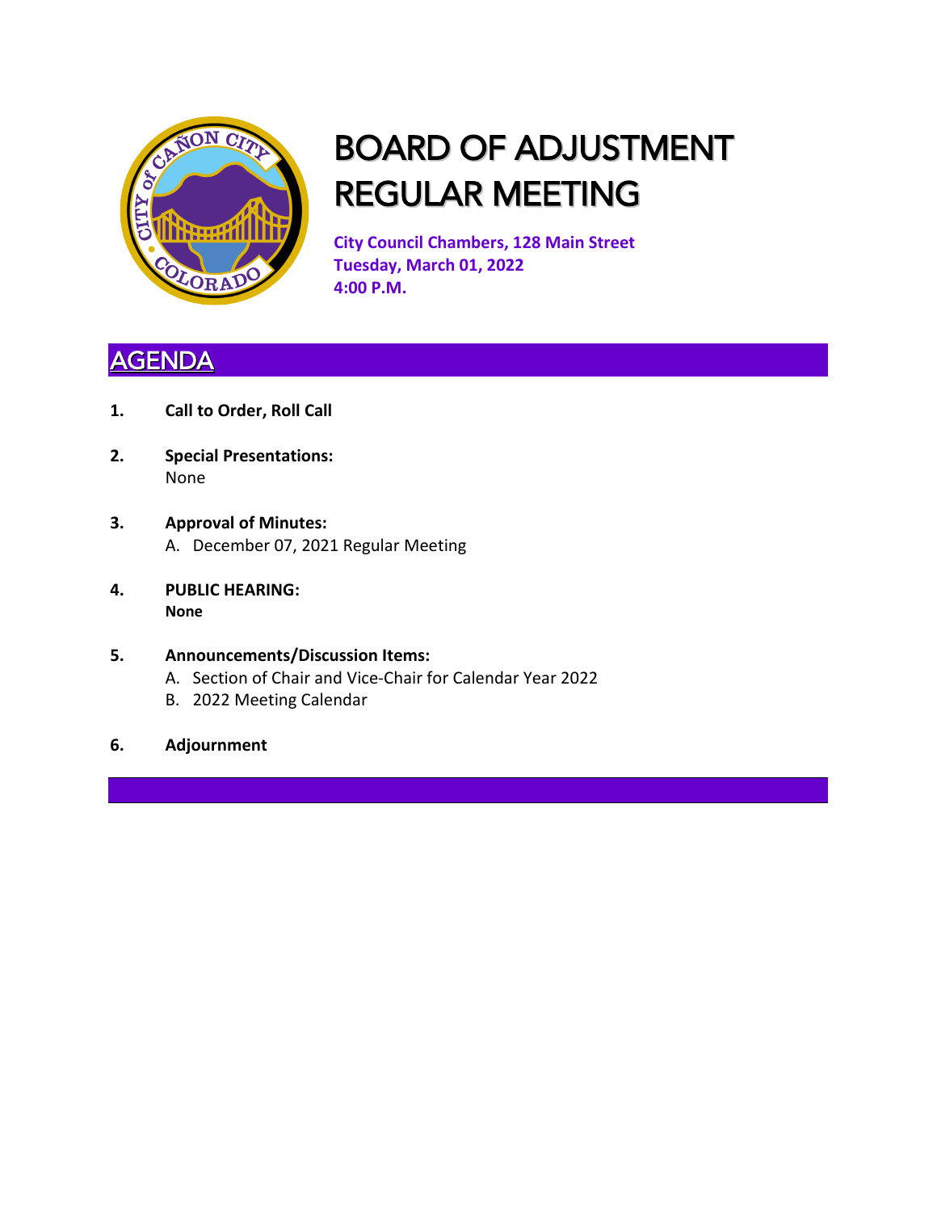# BOARD OF ADJUSTMENT REGULAR MEETING

**City Council Chambers, 128 Main Street**
**Tuesday, March 01, 2022**
**4:00 P.M.**

## AGENDA

1. **Call to Order, Roll Call**

2. **Special Presentations:**
   None

3. **Approval of Minutes:**
   A. December 07, 2021 Regular Meeting

4. **PUBLIC HEARING:**
   **None**

5. **Announcements/Discussion Items:**
   A. Section of Chair and Vice-Chair for Calendar Year 2022
   B. 2022 Meeting Calendar

6. **Adjournment**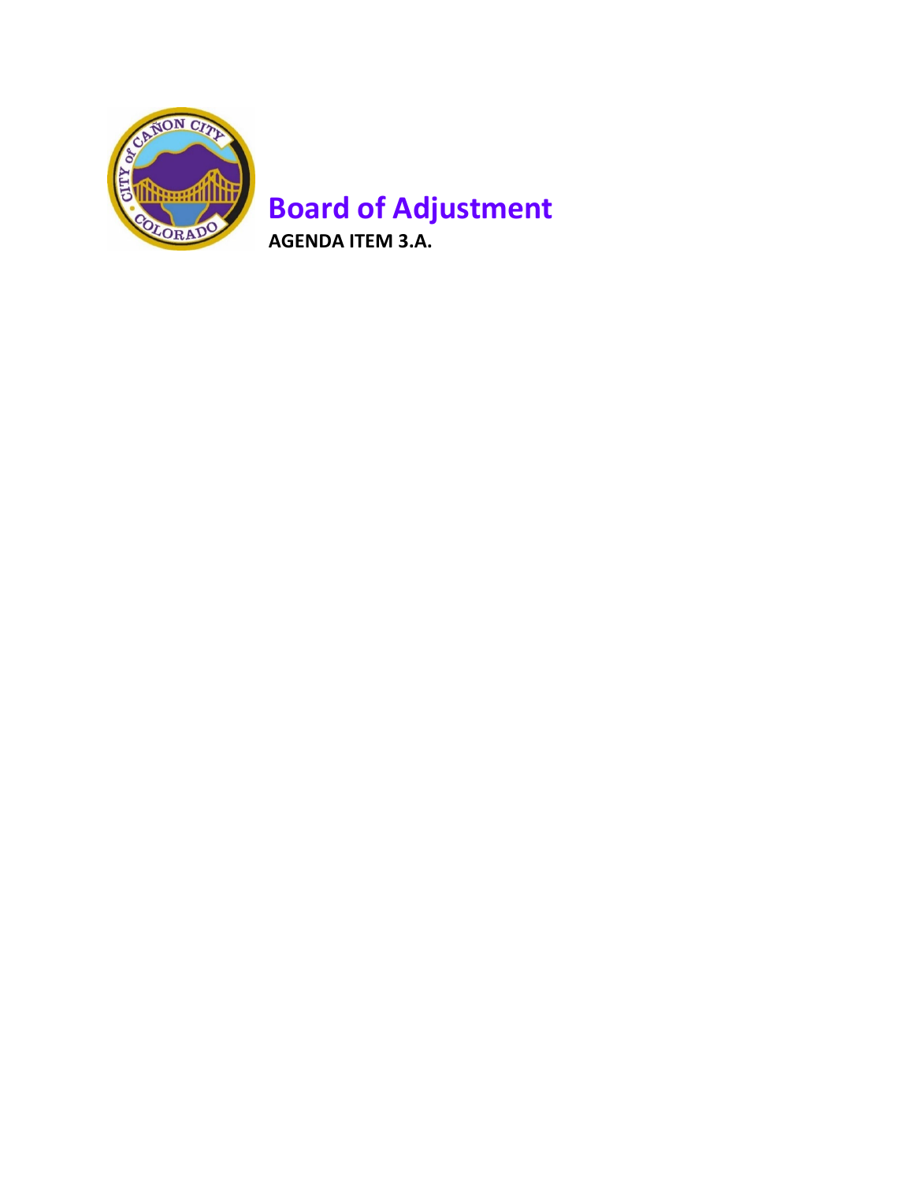# Board of Adjustment

**AGENDA ITEM 3.A.**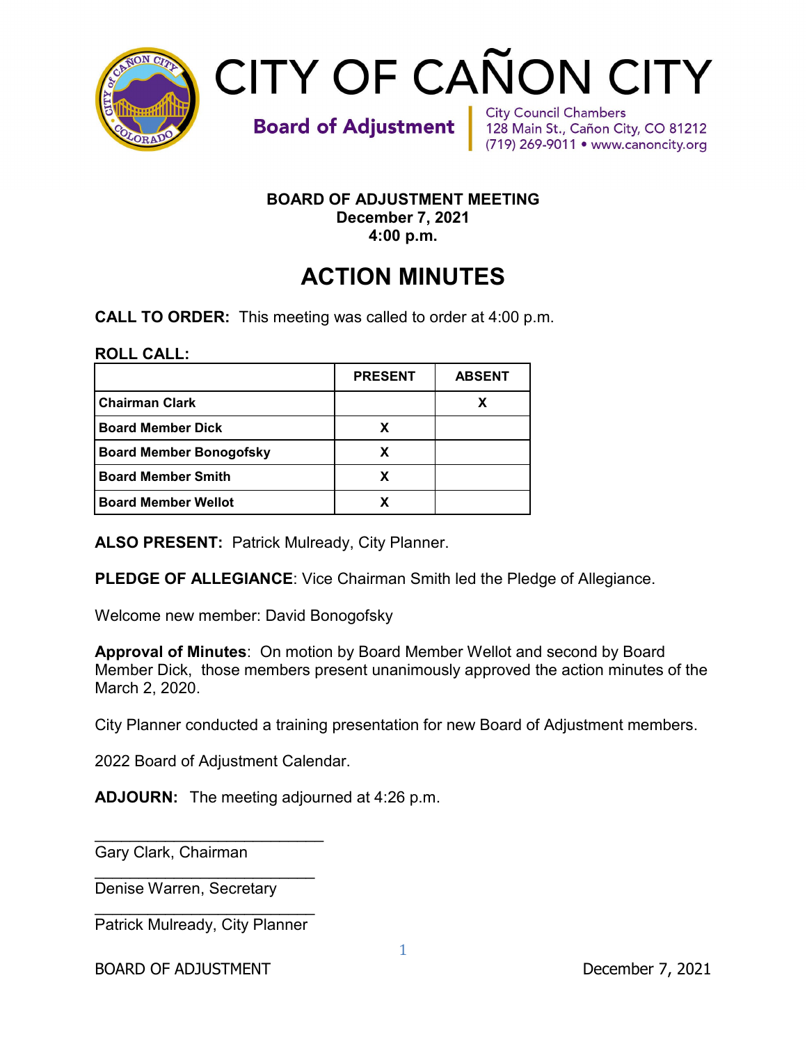# CITY OF CAÑON CITY

**Board of Adjustment**

City Council Chambers
128 Main St., Cañon City, CO 81212
(719) 269-9011 • www.canoncity.org

**BOARD OF ADJUSTMENT MEETING**
**December 7, 2021**
**4:00 p.m.**

## ACTION MINUTES

**CALL TO ORDER:** This meeting was called to order at 4:00 p.m.

**ROLL CALL:**

| | PRESENT | ABSENT |
|---|---|---|
| **Chairman Clark** | | X |
| **Board Member Dick** | X | |
| **Board Member Bonogofsky** | X | |
| **Board Member Smith** | X | |
| **Board Member Wellot** | X | |

**ALSO PRESENT:** Patrick Mulready, City Planner.

**PLEDGE OF ALLEGIANCE**: Vice Chairman Smith led the Pledge of Allegiance.

Welcome new member: David Bonogofsky

**Approval of Minutes**: On motion by Board Member Wellot and second by Board Member Dick, those members present unanimously approved the action minutes of the March 2, 2020.

City Planner conducted a training presentation for new Board of Adjustment members.

2022 Board of Adjustment Calendar.

**ADJOURN:** The meeting adjourned at 4:26 p.m.

\_\_\_\_\_\_\_\_\_\_\_\_\_\_\_\_\_\_\_\_\_\_\_\_\_\_
Gary Clark, Chairman

\_\_\_\_\_\_\_\_\_\_\_\_\_\_\_\_\_\_\_\_\_\_\_\_\_\_
Denise Warren, Secretary

\_\_\_\_\_\_\_\_\_\_\_\_\_\_\_\_\_\_\_\_\_\_\_\_\_\_
Patrick Mulready, City Planner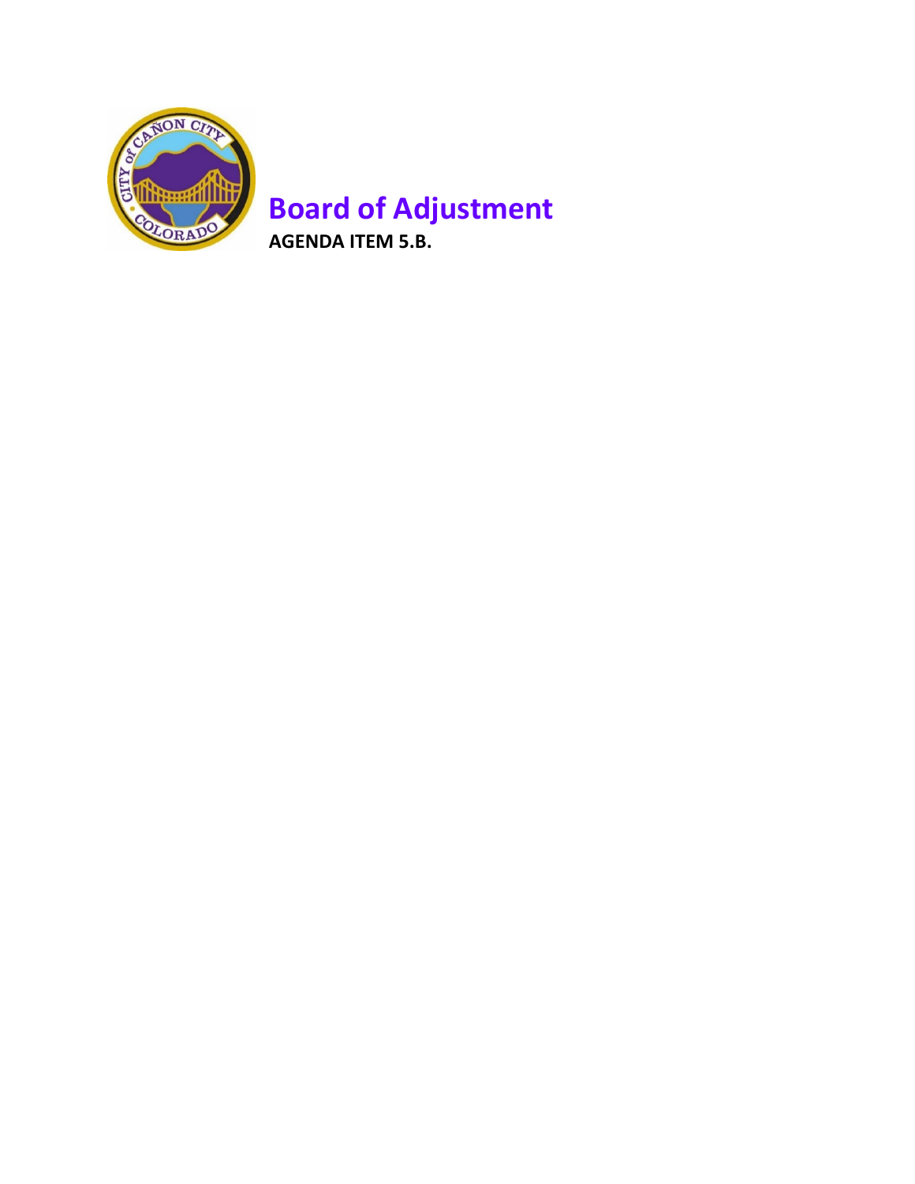# Board of Adjustment

**AGENDA ITEM 5.B.**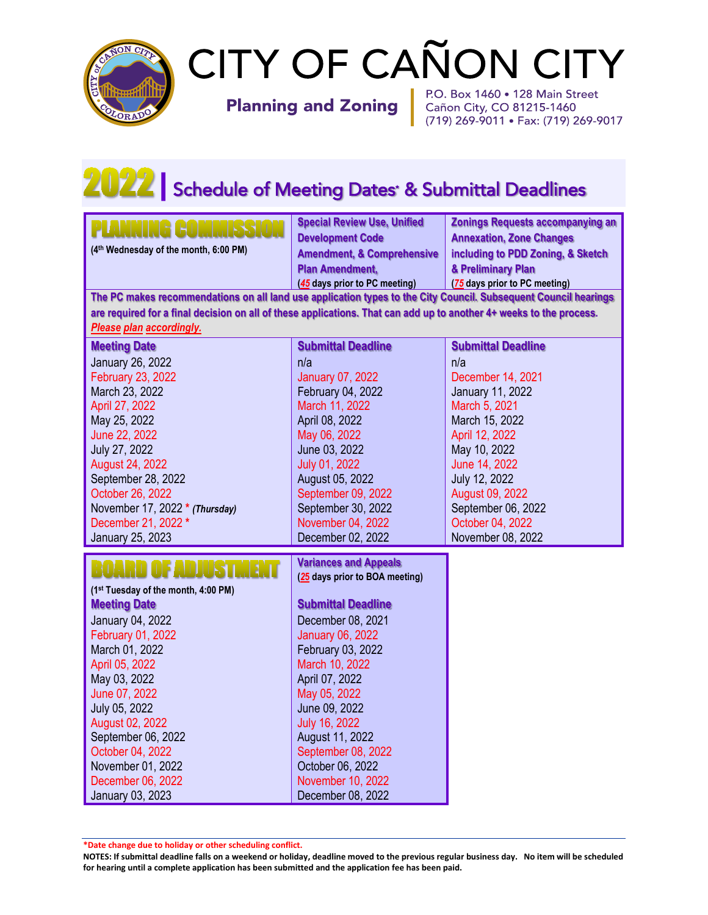# CITY OF CAÑON CITY

**Planning and Zoning**

P.O. Box 1460 • 128 Main Street
Cañon City, CO 81215-1460
(719) 269-9011 • Fax: (719) 269-9017

## 2022 | Schedule of Meeting Dates* & Submittal Deadlines

| PLANNING COMMISSION (4th Wednesday of the month, 6:00 PM) | Special Review Use, Unified Development Code Amendment, & Comprehensive Plan Amendment, (45 days prior to PC meeting) | Zonings Requests accompanying an Annexation, Zone Changes including to PDD Zoning, & Sketch & Preliminary Plan (75 days prior to PC meeting) |
|---|---|---|
| The PC makes recommendations on all land use application types to the City Council. Subsequent Council hearings are required for a final decision on all of these applications. That can add up to another 4+ weeks to the process. *Please plan accordingly.* | | |
| **Meeting Date** | **Submittal Deadline** | **Submittal Deadline** |
| January 26, 2022 | n/a | n/a |
| February 23, 2022 | January 07, 2022 | December 14, 2021 |
| March 23, 2022 | February 04, 2022 | January 11, 2022 |
| April 27, 2022 | March 11, 2022 | March 5, 2021 |
| May 25, 2022 | April 08, 2022 | March 15, 2022 |
| June 22, 2022 | May 06, 2022 | April 12, 2022 |
| July 27, 2022 | June 03, 2022 | May 10, 2022 |
| August 24, 2022 | July 01, 2022 | June 14, 2022 |
| September 28, 2022 | August 05, 2022 | July 12, 2022 |
| October 26, 2022 | September 09, 2022 | August 09, 2022 |
| November 17, 2022 * *(Thursday)* | September 30, 2022 | September 06, 2022 |
| December 21, 2022 * | November 04, 2022 | October 04, 2022 |
| January 25, 2023 | December 02, 2022 | November 08, 2022 |

| BOARD OF ADJUSTMENT (1st Tuesday of the month, 4:00 PM) | Variances and Appeals (25 days prior to BOA meeting) |
|---|---|
| **Meeting Date** | **Submittal Deadline** |
| January 04, 2022 | December 08, 2021 |
| February 01, 2022 | January 06, 2022 |
| March 01, 2022 | February 03, 2022 |
| April 05, 2022 | March 10, 2022 |
| May 03, 2022 | April 07, 2022 |
| June 07, 2022 | May 05, 2022 |
| July 05, 2022 | June 09, 2022 |
| August 02, 2022 | July 16, 2022 |
| September 06, 2022 | August 11, 2022 |
| October 04, 2022 | September 08, 2022 |
| November 01, 2022 | October 06, 2022 |
| December 06, 2022 | November 10, 2022 |
| January 03, 2023 | December 08, 2022 |

*Date change due to holiday or other scheduling conflict.

**NOTES: If submittal deadline falls on a weekend or holiday, deadline moved to the previous regular business day. No item will be scheduled for hearing until a complete application has been submitted and the application fee has been paid.**